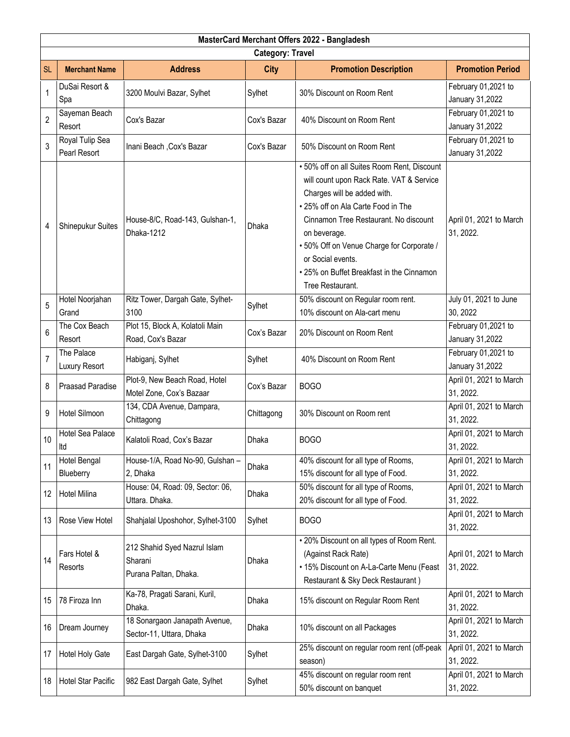| MasterCard Merchant Offers 2022 - Bangladesh | | | | | |
|---|---|---|---|---|---|
| **Category: Travel** | | | | | |
| **SL** | **Merchant Name** | **Address** | **City** | **Promotion Description** | **Promotion Period** |
| 1 | DuSai Resort & Spa | 3200 Moulvi Bazar, Sylhet | Sylhet | 30% Discount on Room Rent | February 01,2021 to January 31,2022 |
| 2 | Sayeman Beach Resort | Cox's Bazar | Cox's Bazar | 40% Discount on Room Rent | February 01,2021 to January 31,2022 |
| 3 | Royal Tulip Sea Pearl Resort | Inani Beach ,Cox's Bazar | Cox's Bazar | 50% Discount on Room Rent | February 01,2021 to January 31,2022 |
| 4 | Shinepukur Suites | House-8/C, Road-143, Gulshan-1, Dhaka-1212 | Dhaka | • 50% off on all Suites Room Rent, Discount will count upon Rack Rate. VAT & Service Charges will be added with.<br>• 25% off on Ala Carte Food in The Cinnamon Tree Restaurant. No discount on beverage.<br>• 50% Off on Venue Charge for Corporate / or Social events.<br>• 25% on Buffet Breakfast in the Cinnamon Tree Restaurant. | April 01, 2021 to March 31, 2022. |
| 5 | Hotel Noorjahan Grand | Ritz Tower, Dargah Gate, Sylhet-3100 | Sylhet | 50% discount on Regular room rent.<br>10% discount on Ala-cart menu | July 01, 2021 to June 30, 2022 |
| 6 | The Cox Beach Resort | Plot 15, Block A, Kolatoli Main Road, Cox's Bazar | Cox's Bazar | 20% Discount on Room Rent | February 01,2021 to January 31,2022 |
| 7 | The Palace Luxury Resort | Habiganj, Sylhet | Sylhet | 40% Discount on Room Rent | February 01,2021 to January 31,2022 |
| 8 | Praasad Paradise | Plot-9, New Beach Road, Hotel Motel Zone, Cox's Bazaar | Cox's Bazar | BOGO | April 01, 2021 to March 31, 2022. |
| 9 | Hotel Silmoon | 134, CDA Avenue, Dampara, Chittagong | Chittagong | 30% Discount on Room rent | April 01, 2021 to March 31, 2022. |
| 10 | Hotel Sea Palace ltd | Kalatoli Road, Cox's Bazar | Dhaka | BOGO | April 01, 2021 to March 31, 2022. |
| 11 | Hotel Bengal Blueberry | House-1/A, Road No-90, Gulshan – 2, Dhaka | Dhaka | 40% discount for all type of Rooms,<br>15% discount for all type of Food. | April 01, 2021 to March 31, 2022. |
| 12 | Hotel Milina | House: 04, Road: 09, Sector: 06, Uttara. Dhaka. | Dhaka | 50% discount for all type of Rooms,<br>20% discount for all type of Food. | April 01, 2021 to March 31, 2022. |
| 13 | Rose View Hotel | Shahjalal Uposhohor, Sylhet-3100 | Sylhet | BOGO | April 01, 2021 to March 31, 2022. |
| 14 | Fars Hotel & Resorts | 212 Shahid Syed Nazrul Islam Sharani<br>Purana Paltan, Dhaka. | Dhaka | • 20% Discount on all types of Room Rent. (Against Rack Rate)<br>• 15% Discount on A-La-Carte Menu (Feast Restaurant & Sky Deck Restaurant ) | April 01, 2021 to March 31, 2022. |
| 15 | 78 Firoza Inn | Ka-78, Pragati Sarani, Kuril, Dhaka. | Dhaka | 15% discount on Regular Room Rent | April 01, 2021 to March 31, 2022. |
| 16 | Dream Journey | 18 Sonargaon Janapath Avenue, Sector-11, Uttara, Dhaka | Dhaka | 10% discount on all Packages | April 01, 2021 to March 31, 2022. |
| 17 | Hotel Holy Gate | East Dargah Gate, Sylhet-3100 | Sylhet | 25% discount on regular room rent (off-peak season) | April 01, 2021 to March 31, 2022. |
| 18 | Hotel Star Pacific | 982 East Dargah Gate, Sylhet | Sylhet | 45% discount on regular room rent<br>50% discount on banquet | April 01, 2021 to March 31, 2022. |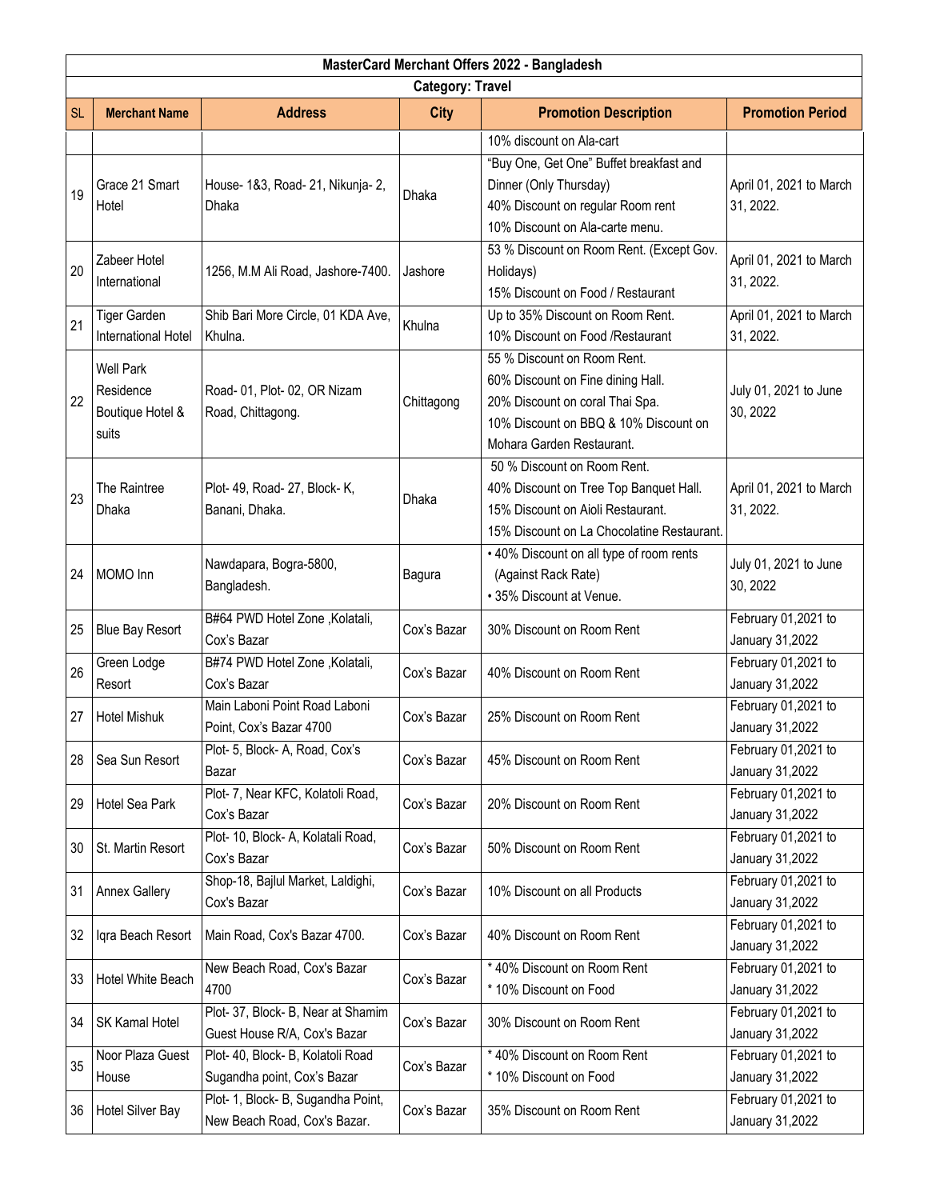| MasterCard Merchant Offers 2022 - Bangladesh | | | | | |
|---|---|---|---|---|---|
| Category: Travel | | | | | |
| SL | Merchant Name | Address | City | Promotion Description | Promotion Period |
| | | | | 10% discount on Ala-cart | |
| 19 | Grace 21 Smart Hotel | House- 1&3, Road- 21, Nikunja- 2, Dhaka | Dhaka | "Buy One, Get One" Buffet breakfast and Dinner (Only Thursday)<br>40% Discount on regular Room rent<br>10% Discount on Ala-carte menu. | April 01, 2021 to March 31, 2022. |
| 20 | Zabeer Hotel International | 1256, M.M Ali Road, Jashore-7400. | Jashore | 53 % Discount on Room Rent. (Except Gov. Holidays)<br>15% Discount on Food / Restaurant | April 01, 2021 to March 31, 2022. |
| 21 | Tiger Garden International Hotel | Shib Bari More Circle, 01 KDA Ave, Khulna. | Khulna | Up to 35% Discount on Room Rent.<br>10% Discount on Food /Restaurant | April 01, 2021 to March 31, 2022. |
| 22 | Well Park Residence Boutique Hotel & suits | Road- 01, Plot- 02, OR Nizam Road, Chittagong. | Chittagong | 55 % Discount on Room Rent.<br>60% Discount on Fine dining Hall.<br>20% Discount on coral Thai Spa.<br>10% Discount on BBQ & 10% Discount on Mohara Garden Restaurant. | July 01, 2021 to June 30, 2022 |
| 23 | The Raintree Dhaka | Plot- 49, Road- 27, Block- K, Banani, Dhaka. | Dhaka | 50 % Discount on Room Rent.<br>40% Discount on Tree Top Banquet Hall.<br>15% Discount on Aioli Restaurant.<br>15% Discount on La Chocolatine Restaurant. | April 01, 2021 to March 31, 2022. |
| 24 | MOMO Inn | Nawdapara, Bogra-5800, Bangladesh. | Bagura | • 40% Discount on all type of room rents (Against Rack Rate)<br>• 35% Discount at Venue. | July 01, 2021 to June 30, 2022 |
| 25 | Blue Bay Resort | B#64 PWD Hotel Zone ,Kolatali, Cox's Bazar | Cox's Bazar | 30% Discount on Room Rent | February 01,2021 to January 31,2022 |
| 26 | Green Lodge Resort | B#74 PWD Hotel Zone ,Kolatali, Cox's Bazar | Cox's Bazar | 40% Discount on Room Rent | February 01,2021 to January 31,2022 |
| 27 | Hotel Mishuk | Main Laboni Point Road Laboni Point, Cox's Bazar 4700 | Cox's Bazar | 25% Discount on Room Rent | February 01,2021 to January 31,2022 |
| 28 | Sea Sun Resort | Plot- 5, Block- A, Road, Cox's Bazar | Cox's Bazar | 45% Discount on Room Rent | February 01,2021 to January 31,2022 |
| 29 | Hotel Sea Park | Plot- 7, Near KFC, Kolatoli Road, Cox's Bazar | Cox's Bazar | 20% Discount on Room Rent | February 01,2021 to January 31,2022 |
| 30 | St. Martin Resort | Plot- 10, Block- A, Kolatali Road, Cox's Bazar | Cox's Bazar | 50% Discount on Room Rent | February 01,2021 to January 31,2022 |
| 31 | Annex Gallery | Shop-18, Bajlul Market, Laldighi, Cox's Bazar | Cox's Bazar | 10% Discount on all Products | February 01,2021 to January 31,2022 |
| 32 | Iqra Beach Resort | Main Road, Cox's Bazar 4700. | Cox's Bazar | 40% Discount on Room Rent | February 01,2021 to January 31,2022 |
| 33 | Hotel White Beach | New Beach Road, Cox's Bazar 4700 | Cox's Bazar | * 40% Discount on Room Rent<br>* 10% Discount on Food | February 01,2021 to January 31,2022 |
| 34 | SK Kamal Hotel | Plot- 37, Block- B, Near at Shamim Guest House R/A, Cox's Bazar | Cox's Bazar | 30% Discount on Room Rent | February 01,2021 to January 31,2022 |
| 35 | Noor Plaza Guest House | Plot- 40, Block- B, Kolatoli Road Sugandha point, Cox's Bazar | Cox's Bazar | * 40% Discount on Room Rent<br>* 10% Discount on Food | February 01,2021 to January 31,2022 |
| 36 | Hotel Silver Bay | Plot- 1, Block- B, Sugandha Point, New Beach Road, Cox's Bazar. | Cox's Bazar | 35% Discount on Room Rent | February 01,2021 to January 31,2022 |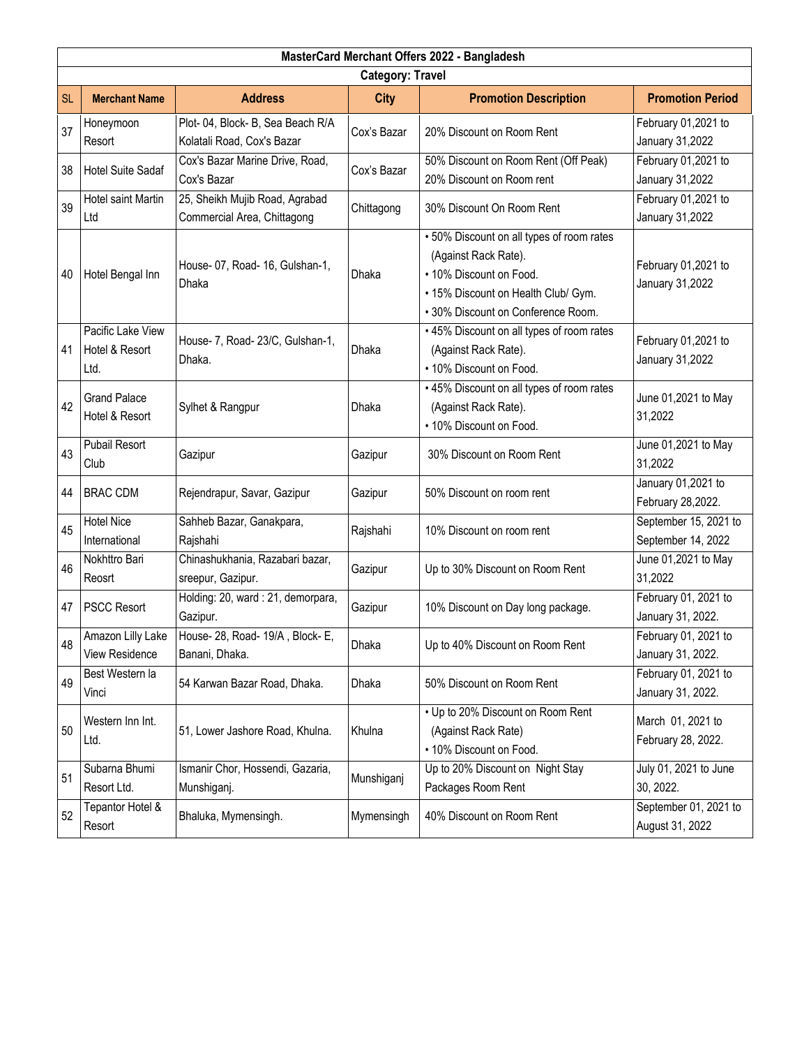| MasterCard Merchant Offers 2022 - Bangladesh | | | | | |
|---|---|---|---|---|---|
| Category: Travel | | | | | |
| **SL** | **Merchant Name** | **Address** | **City** | **Promotion Description** | **Promotion Period** |
| 37 | Honeymoon Resort | Plot- 04, Block- B, Sea Beach R/A Kolatali Road, Cox's Bazar | Cox's Bazar | 20% Discount on Room Rent | February 01,2021 to January 31,2022 |
| 38 | Hotel Suite Sadaf | Cox's Bazar Marine Drive, Road, Cox's Bazar | Cox's Bazar | 50% Discount on Room Rent (Off Peak) 20% Discount on Room rent | February 01,2021 to January 31,2022 |
| 39 | Hotel saint Martin Ltd | 25, Sheikh Mujib Road, Agrabad Commercial Area, Chittagong | Chittagong | 30% Discount On Room Rent | February 01,2021 to January 31,2022 |
| 40 | Hotel Bengal Inn | House- 07, Road- 16, Gulshan-1, Dhaka | Dhaka | • 50% Discount on all types of room rates (Against Rack Rate). • 10% Discount on Food. • 15% Discount on Health Club/ Gym. • 30% Discount on Conference Room. | February 01,2021 to January 31,2022 |
| 41 | Pacific Lake View Hotel & Resort Ltd. | House- 7, Road- 23/C, Gulshan-1, Dhaka. | Dhaka | • 45% Discount on all types of room rates (Against Rack Rate). • 10% Discount on Food. | February 01,2021 to January 31,2022 |
| 42 | Grand Palace Hotel & Resort | Sylhet & Rangpur | Dhaka | • 45% Discount on all types of room rates (Against Rack Rate). • 10% Discount on Food. | June 01,2021 to May 31,2022 |
| 43 | Pubail Resort Club | Gazipur | Gazipur | 30% Discount on Room Rent | June 01,2021 to May 31,2022 |
| 44 | BRAC CDM | Rejendrapur, Savar, Gazipur | Gazipur | 50% Discount on room rent | January 01,2021 to February 28,2022. |
| 45 | Hotel Nice International | Sahheb Bazar, Ganakpara, Rajshahi | Rajshahi | 10% Discount on room rent | September 15, 2021 to September 14, 2022 |
| 46 | Nokhttro Bari Reosrt | Chinashukhania, Razabari bazar, sreepur, Gazipur. | Gazipur | Up to 30% Discount on Room Rent | June 01,2021 to May 31,2022 |
| 47 | PSCC Resort | Holding: 20, ward : 21, demorpara, Gazipur. | Gazipur | 10% Discount on Day long package. | February 01, 2021 to January 31, 2022. |
| 48 | Amazon Lilly Lake View Residence | House- 28, Road- 19/A , Block- E, Banani, Dhaka. | Dhaka | Up to 40% Discount on Room Rent | February 01, 2021 to January 31, 2022. |
| 49 | Best Western la Vinci | 54 Karwan Bazar Road, Dhaka. | Dhaka | 50% Discount on Room Rent | February 01, 2021 to January 31, 2022. |
| 50 | Western Inn Int. Ltd. | 51, Lower Jashore Road, Khulna. | Khulna | • Up to 20% Discount on Room Rent (Against Rack Rate) • 10% Discount on Food. | March 01, 2021 to February 28, 2022. |
| 51 | Subarna Bhumi Resort Ltd. | Ismanir Chor, Hossendi, Gazaria, Munshiganj. | Munshiganj | Up to 20% Discount on Night Stay Packages Room Rent | July 01, 2021 to June 30, 2022. |
| 52 | Tepantor Hotel & Resort | Bhaluka, Mymensingh. | Mymensingh | 40% Discount on Room Rent | September 01, 2021 to August 31, 2022 |